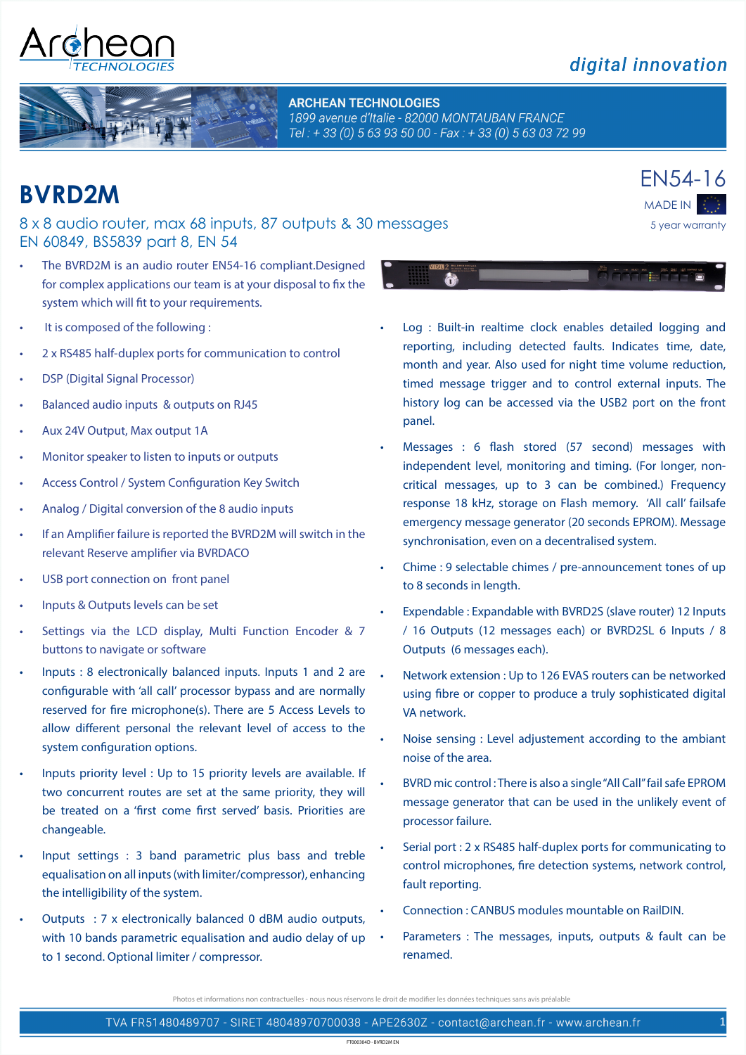Archean TECHNOLOGIES

*digital innovation*

**ARCHEAN TECHNOLOGIES**
*1899 avenue d'Italie - 82000 MONTAUBAN FRANCE*
*Tel : + 33 (0) 5 63 93 50 00 - Fax : + 33 (0) 5 63 03 72 99*

# BVRD2M

EN54-16

MADE IN

5 year warranty

## 8 x 8 audio router, max 68 inputs, 87 outputs & 30 messages
## EN 60849, BS5839 part 8, EN 54

- The BVRD2M is an audio router EN54-16 compliant.Designed for complex applications our team is at your disposal to fix the system which will fit to your requirements.
- It is composed of the following :
- 2 x RS485 half-duplex ports for communication to control
- DSP (Digital Signal Processor)
- Balanced audio inputs & outputs on RJ45
- Aux 24V Output, Max output 1A
- Monitor speaker to listen to inputs or outputs
- Access Control / System Configuration Key Switch
- Analog / Digital conversion of the 8 audio inputs
- If an Amplifier failure is reported the BVRD2M will switch in the relevant Reserve amplifier via BVRDACO
- USB port connection on front panel
- Inputs & Outputs levels can be set
- Settings via the LCD display, Multi Function Encoder & 7 buttons to navigate or software
- Inputs : 8 electronically balanced inputs. Inputs 1 and 2 are configurable with 'all call' processor bypass and are normally reserved for fire microphone(s). There are 5 Access Levels to allow different personal the relevant level of access to the system configuration options.
- Inputs priority level : Up to 15 priority levels are available. If two concurrent routes are set at the same priority, they will be treated on a 'first come first served' basis. Priorities are changeable.
- Input settings : 3 band parametric plus bass and treble equalisation on all inputs (with limiter/compressor), enhancing the intelligibility of the system.
- Outputs : 7 x electronically balanced 0 dBM audio outputs, with 10 bands parametric equalisation and audio delay of up to 1 second. Optional limiter / compressor.
- Log : Built-in realtime clock enables detailed logging and reporting, including detected faults. Indicates time, date, month and year. Also used for night time volume reduction, timed message trigger and to control external inputs. The history log can be accessed via the USB2 port on the front panel.
- Messages : 6 flash stored (57 second) messages with independent level, monitoring and timing. (For longer, non-critical messages, up to 3 can be combined.) Frequency response 18 kHz, storage on Flash memory. 'All call' failsafe emergency message generator (20 seconds EPROM). Message synchronisation, even on a decentralised system.
- Chime : 9 selectable chimes / pre-announcement tones of up to 8 seconds in length.
- Expendable : Expandable with BVRD2S (slave router) 12 Inputs / 16 Outputs (12 messages each) or BVRD2SL 6 Inputs / 8 Outputs (6 messages each).
- Network extension : Up to 126 EVAS routers can be networked using fibre or copper to produce a truly sophisticated digital VA network.
- Noise sensing : Level adjustement according to the ambiant noise of the area.
- BVRD mic control : There is also a single "All Call" fail safe EPROM message generator that can be used in the unlikely event of processor failure.
- Serial port : 2 x RS485 half-duplex ports for communicating to control microphones, fire detection systems, network control, fault reporting.
- Connection : CANBUS modules mountable on RailDIN.
- Parameters : The messages, inputs, outputs & fault can be renamed.

Photos et informations non contractuelles - nous nous réservons le droit de modifier les données techniques sans avis préalable

TVA FR51480489707 - SIRET 48048970700038 - APE2630Z - contact@archean.fr - www.archean.fr

FT000304D - BVRD2M EN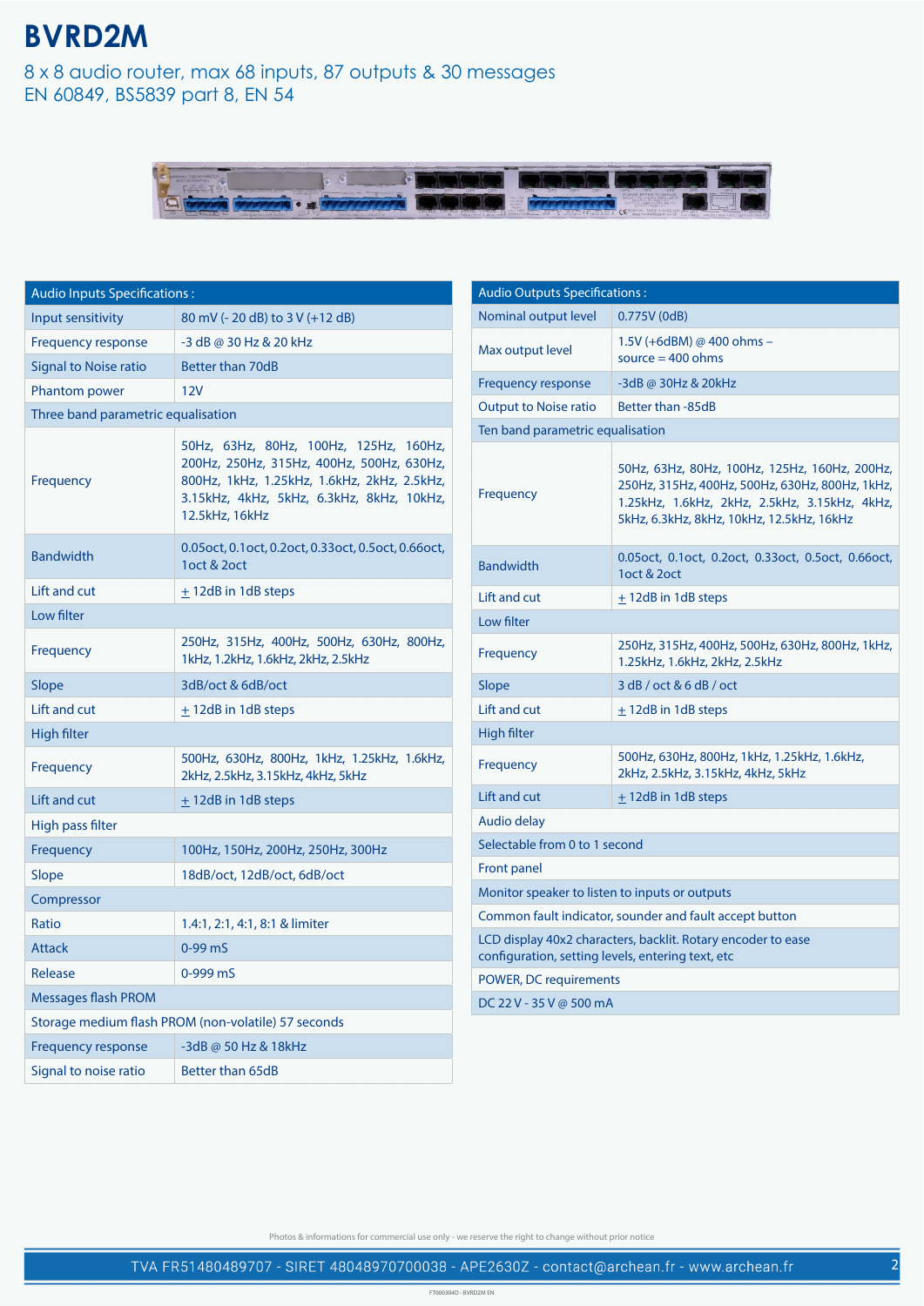# BVRD2M

8 x 8 audio router, max 68 inputs, 87 outputs & 30 messages
EN 60849, BS5839 part 8, EN 54

| Audio Inputs Specifications : | |
|---|---|
| Input sensitivity | 80 mV (- 20 dB) to 3 V (+12 dB) |
| Frequency response | -3 dB @ 30 Hz & 20 kHz |
| Signal to Noise ratio | Better than 70dB |
| Phantom power | 12V |
| Three band parametric equalisation | |
| Frequency | 50Hz, 63Hz, 80Hz, 100Hz, 125Hz, 160Hz, 200Hz, 250Hz, 315Hz, 400Hz, 500Hz, 630Hz, 800Hz, 1kHz, 1.25kHz, 1.6kHz, 2kHz, 2.5kHz, 3.15kHz, 4kHz, 5kHz, 6.3kHz, 8kHz, 10kHz, 12.5kHz, 16kHz |
| Bandwidth | 0.05oct, 0.1oct, 0.2oct, 0.33oct, 0.5oct, 0.66oct, 1oct & 2oct |
| Lift and cut | ± 12dB in 1dB steps |
| Low filter | |
| Frequency | 250Hz, 315Hz, 400Hz, 500Hz, 630Hz, 800Hz, 1kHz, 1.2kHz, 1.6kHz, 2kHz, 2.5kHz |
| Slope | 3dB/oct & 6dB/oct |
| Lift and cut | ± 12dB in 1dB steps |
| High filter | |
| Frequency | 500Hz, 630Hz, 800Hz, 1kHz, 1.25kHz, 1.6kHz, 2kHz, 2.5kHz, 3.15kHz, 4kHz, 5kHz |
| Lift and cut | ± 12dB in 1dB steps |
| High pass filter | |
| Frequency | 100Hz, 150Hz, 200Hz, 250Hz, 300Hz |
| Slope | 18dB/oct, 12dB/oct, 6dB/oct |
| Compressor | |
| Ratio | 1.4:1, 2:1, 4:1, 8:1 & limiter |
| Attack | 0-99 mS |
| Release | 0-999 mS |
| Messages flash PROM | |
| Storage medium flash PROM (non-volatile) 57 seconds | |
| Frequency response | -3dB @ 50 Hz & 18kHz |
| Signal to noise ratio | Better than 65dB |

| Audio Outputs Specifications : | |
|---|---|
| Nominal output level | 0.775V (0dB) |
| Max output level | 1.5V (+6dBM) @ 400 ohms – source = 400 ohms |
| Frequency response | -3dB @ 30Hz & 20kHz |
| Output to Noise ratio | Better than -85dB |
| Ten band parametric equalisation | |
| Frequency | 50Hz, 63Hz, 80Hz, 100Hz, 125Hz, 160Hz, 200Hz, 250Hz, 315Hz, 400Hz, 500Hz, 630Hz, 800Hz, 1kHz, 1.25kHz, 1.6kHz, 2kHz, 2.5kHz, 3.15kHz, 4kHz, 5kHz, 6.3kHz, 8kHz, 10kHz, 12.5kHz, 16kHz |
| Bandwidth | 0.05oct, 0.1oct, 0.2oct, 0.33oct, 0.5oct, 0.66oct, 1oct & 2oct |
| Lift and cut | ± 12dB in 1dB steps |
| Low filter | |
| Frequency | 250Hz, 315Hz, 400Hz, 500Hz, 630Hz, 800Hz, 1kHz, 1.25kHz, 1.6kHz, 2kHz, 2.5kHz |
| Slope | 3 dB / oct & 6 dB / oct |
| Lift and cut | ± 12dB in 1dB steps |
| High filter | |
| Frequency | 500Hz, 630Hz, 800Hz, 1kHz, 1.25kHz, 1.6kHz, 2kHz, 2.5kHz, 3.15kHz, 4kHz, 5kHz |
| Lift and cut | ± 12dB in 1dB steps |
| Audio delay | |
| Selectable from 0 to 1 second | |
| Front panel | |
| Monitor speaker to listen to inputs or outputs | |
| Common fault indicator, sounder and fault accept button | |
| LCD display 40x2 characters, backlit. Rotary encoder to ease configuration, setting levels, entering text, etc | |
| POWER, DC requirements | |
| DC 22 V - 35 V @ 500 mA | |

Photos & informations for commercial use only - we reserve the right to change without prior notice

TVA FR51480489707 - SIRET 48048970700038 - APE2630Z - contact@archean.fr - www.archean.fr

FT000304D - BVRD2M EN